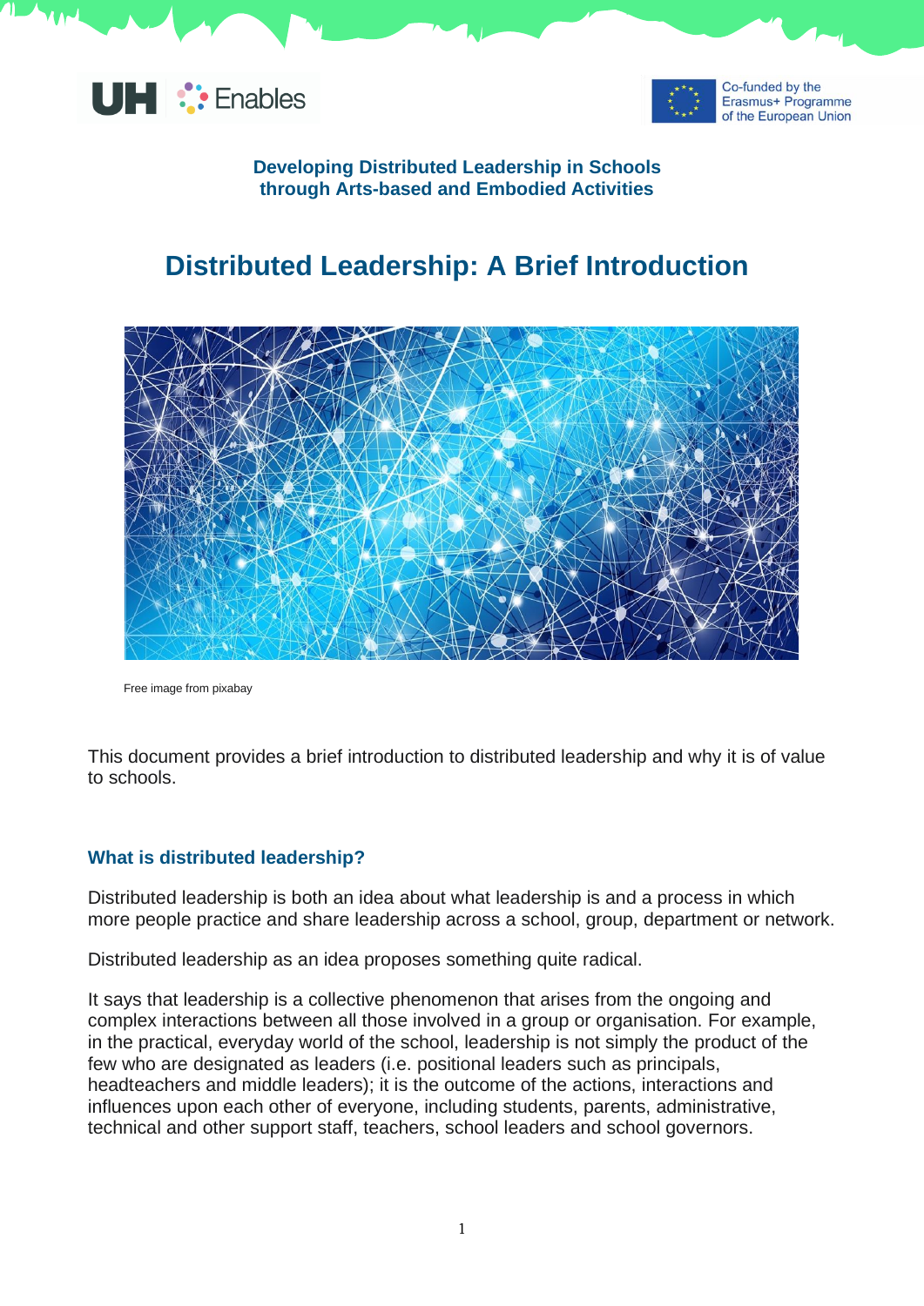**Developing Distributed Leadership in Schools through Arts-based and Embodied Activities**

# Distributed Leadership: A Brief Introduction

Free image from pixabay

This document provides a brief introduction to distributed leadership and why it is of value to schools.

## What is distributed leadership?

Distributed leadership is both an idea about what leadership is and a process in which more people practice and share leadership across a school, group, department or network.

Distributed leadership as an idea proposes something quite radical.

It says that leadership is a collective phenomenon that arises from the ongoing and complex interactions between all those involved in a group or organisation. For example, in the practical, everyday world of the school, leadership is not simply the product of the few who are designated as leaders (i.e. positional leaders such as principals, headteachers and middle leaders); it is the outcome of the actions, interactions and influences upon each other of everyone, including students, parents, administrative, technical and other support staff, teachers, school leaders and school governors.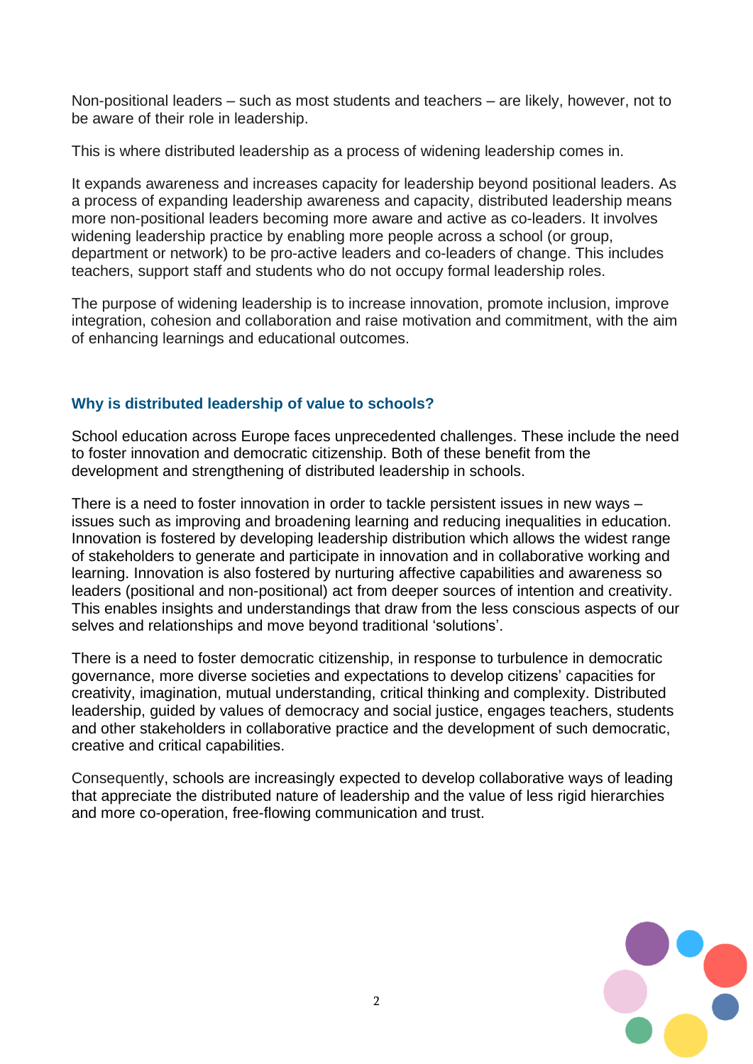Non-positional leaders – such as most students and teachers – are likely, however, not to be aware of their role in leadership.

This is where distributed leadership as a process of widening leadership comes in.

It expands awareness and increases capacity for leadership beyond positional leaders. As a process of expanding leadership awareness and capacity, distributed leadership means more non-positional leaders becoming more aware and active as co-leaders. It involves widening leadership practice by enabling more people across a school (or group, department or network) to be pro-active leaders and co-leaders of change. This includes teachers, support staff and students who do not occupy formal leadership roles.

The purpose of widening leadership is to increase innovation, promote inclusion, improve integration, cohesion and collaboration and raise motivation and commitment, with the aim of enhancing learnings and educational outcomes.

## Why is distributed leadership of value to schools?

School education across Europe faces unprecedented challenges. These include the need to foster innovation and democratic citizenship. Both of these benefit from the development and strengthening of distributed leadership in schools.

There is a need to foster innovation in order to tackle persistent issues in new ways – issues such as improving and broadening learning and reducing inequalities in education. Innovation is fostered by developing leadership distribution which allows the widest range of stakeholders to generate and participate in innovation and in collaborative working and learning. Innovation is also fostered by nurturing affective capabilities and awareness so leaders (positional and non-positional) act from deeper sources of intention and creativity. This enables insights and understandings that draw from the less conscious aspects of our selves and relationships and move beyond traditional 'solutions'.

There is a need to foster democratic citizenship, in response to turbulence in democratic governance, more diverse societies and expectations to develop citizens' capacities for creativity, imagination, mutual understanding, critical thinking and complexity. Distributed leadership, guided by values of democracy and social justice, engages teachers, students and other stakeholders in collaborative practice and the development of such democratic, creative and critical capabilities.

Consequently, schools are increasingly expected to develop collaborative ways of leading that appreciate the distributed nature of leadership and the value of less rigid hierarchies and more co-operation, free-flowing communication and trust.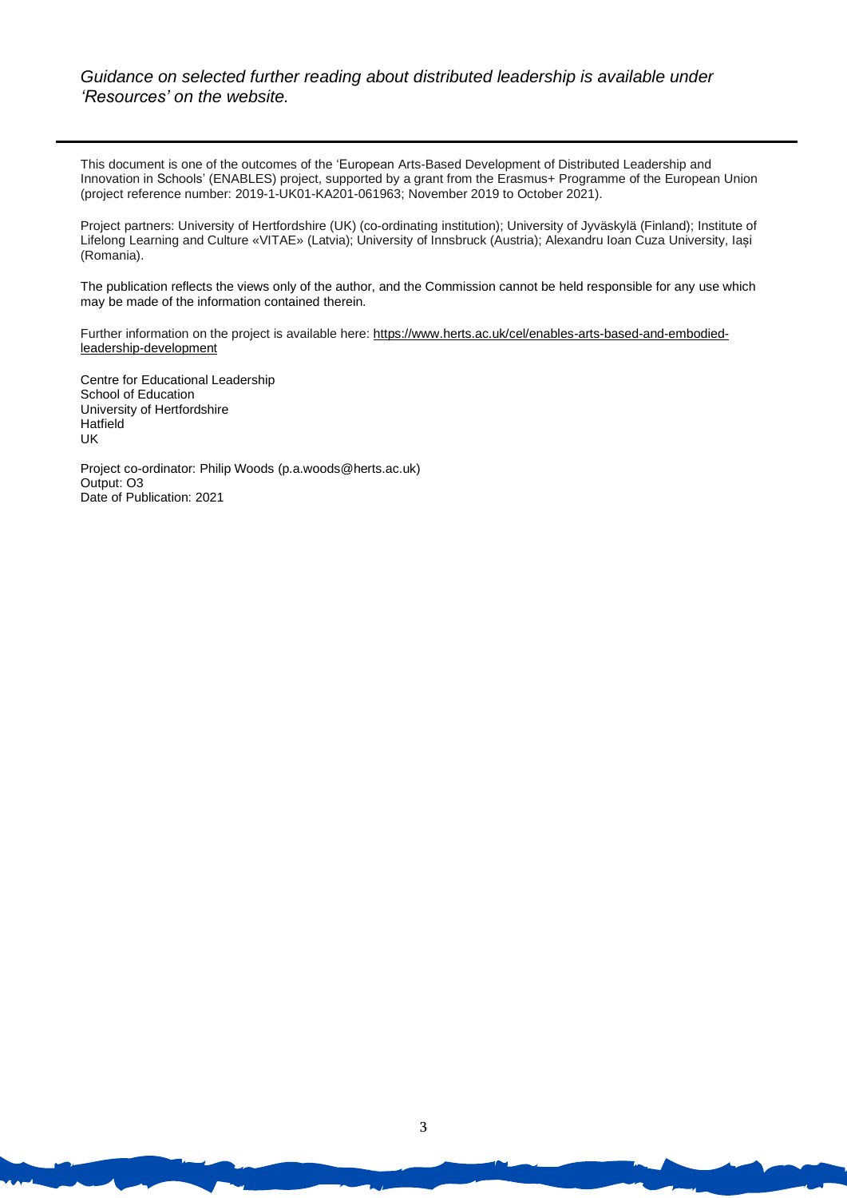*Guidance on selected further reading about distributed leadership is available under 'Resources' on the website.*

---

This document is one of the outcomes of the 'European Arts-Based Development of Distributed Leadership and Innovation in Schools' (ENABLES) project, supported by a grant from the Erasmus+ Programme of the European Union (project reference number: 2019-1-UK01-KA201-061963; November 2019 to October 2021).

Project partners: University of Hertfordshire (UK) (co-ordinating institution); University of Jyväskylä (Finland); Institute of Lifelong Learning and Culture «VITAE» (Latvia); University of Innsbruck (Austria); Alexandru Ioan Cuza University, Iași (Romania).

The publication reflects the views only of the author, and the Commission cannot be held responsible for any use which may be made of the information contained therein.

Further information on the project is available here: https://www.herts.ac.uk/cel/enables-arts-based-and-embodied-leadership-development

Centre for Educational Leadership
School of Education
University of Hertfordshire
Hatfield
UK

Project co-ordinator: Philip Woods (p.a.woods@herts.ac.uk)
Output: O3
Date of Publication: 2021